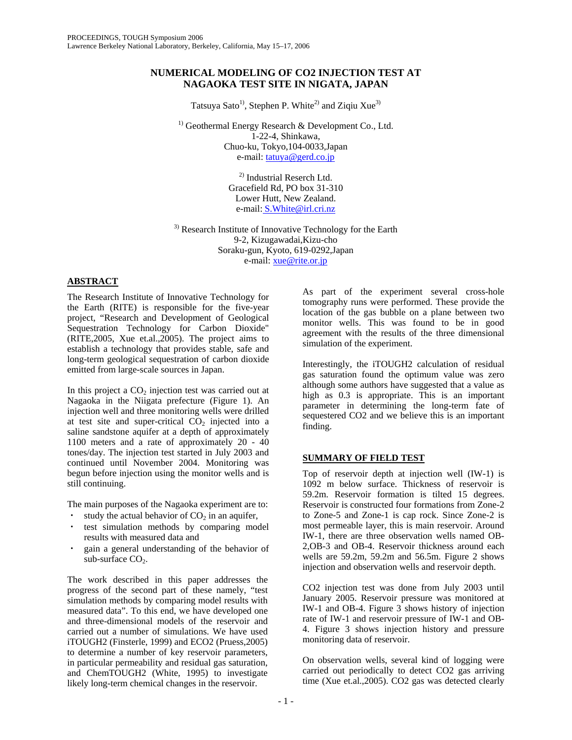# NUMERICAL MODELING OF CO2 INJECTION TEST AT NAGAOKA TEST SITE IN NIGATA, JAPAN

Tatsuya Sato[1], Stephen P. White[2] and Ziqiu Xue[3]

[1] Geothermal Energy Research & Development Co., Ltd.
1-22-4, Shinkawa,
Chuo-ku, Tokyo,104-0033,Japan
e-mail: tatuya@gerd.co.jp

[2] Industrial Reserch Ltd.
Gracefield Rd, PO box 31-310
Lower Hutt, New Zealand.
e-mail: S.White@irl.cri.nz

[3] Research Institute of Innovative Technology for the Earth
9-2, Kizugawadai,Kizu-cho
Soraku-gun, Kyoto, 619-0292,Japan
e-mail: xue@rite.or.jp

## ABSTRACT

The Research Institute of Innovative Technology for the Earth (RITE) is responsible for the five-year project, "Research and Development of Geological Sequestration Technology for Carbon Dioxide" (RITE,2005, Xue et.al.,2005). The project aims to establish a technology that provides stable, safe and long-term geological sequestration of carbon dioxide emitted from large-scale sources in Japan.

In this project a $CO_2$ injection test was carried out at Nagaoka in the Niigata prefecture (Figure 1). An injection well and three monitoring wells were drilled at test site and super-critical $CO_2$ injected into a saline sandstone aquifer at a depth of approximately 1100 meters and a rate of approximately 20 - 40 tones/day. The injection test started in July 2003 and continued until November 2004. Monitoring was begun before injection using the monitor wells and is still continuing.

The main purposes of the Nagaoka experiment are to:

- study the actual behavior of $CO_2$ in an aquifer,
- test simulation methods by comparing model results with measured data and
- gain a general understanding of the behavior of sub-surface $CO_2$.

The work described in this paper addresses the progress of the second part of these namely, "test simulation methods by comparing model results with measured data". To this end, we have developed one and three-dimensional models of the reservoir and carried out a number of simulations. We have used iTOUGH2 (Finsterle, 1999) and ECO2 (Pruess,2005) to determine a number of key reservoir parameters, in particular permeability and residual gas saturation, and ChemTOUGH2 (White, 1995) to investigate likely long-term chemical changes in the reservoir.

As part of the experiment several cross-hole tomography runs were performed. These provide the location of the gas bubble on a plane between two monitor wells. This was found to be in good agreement with the results of the three dimensional simulation of the experiment.

Interestingly, the iTOUGH2 calculation of residual gas saturation found the optimum value was zero although some authors have suggested that a value as high as 0.3 is appropriate. This is an important parameter in determining the long-term fate of sequestered CO2 and we believe this is an important finding.

## SUMMARY OF FIELD TEST

Top of reservoir depth at injection well (IW-1) is 1092 m below surface. Thickness of reservoir is 59.2m. Reservoir formation is tilted 15 degrees. Reservoir is constructed four formations from Zone-2 to Zone-5 and Zone-1 is cap rock. Since Zone-2 is most permeable layer, this is main reservoir. Around IW-1, there are three observation wells named OB-2,OB-3 and OB-4. Reservoir thickness around each wells are 59.2m, 59.2m and 56.5m. Figure 2 shows injection and observation wells and reservoir depth.

CO2 injection test was done from July 2003 until January 2005. Reservoir pressure was monitored at IW-1 and OB-4. Figure 3 shows history of injection rate of IW-1 and reservoir pressure of IW-1 and OB-4. Figure 3 shows injection history and pressure monitoring data of reservoir.

On observation wells, several kind of logging were carried out periodically to detect CO2 gas arriving time (Xue et.al.,2005). CO2 gas was detected clearly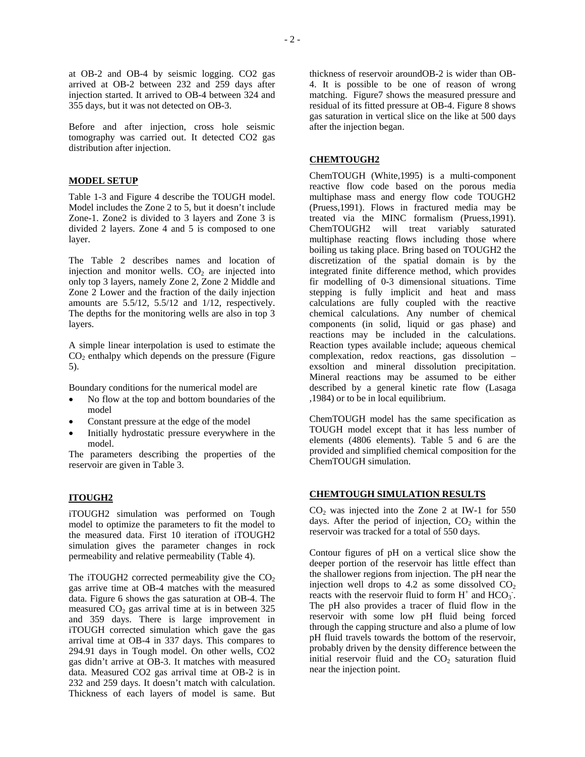at OB-2 and OB-4 by seismic logging. CO2 gas arrived at OB-2 between 232 and 259 days after injection started. It arrived to OB-4 between 324 and 355 days, but it was not detected on OB-3.

Before and after injection, cross hole seismic tomography was carried out. It detected CO2 gas distribution after injection.

## MODEL SETUP

Table 1-3 and Figure 4 describe the TOUGH model. Model includes the Zone 2 to 5, but it doesn't include Zone-1. Zone2 is divided to 3 layers and Zone 3 is divided 2 layers. Zone 4 and 5 is composed to one layer.

The Table 2 describes names and location of injection and monitor wells. $CO_2$ are injected into only top 3 layers, namely Zone 2, Zone 2 Middle and Zone 2 Lower and the fraction of the daily injection amounts are 5.5/12, 5.5/12 and 1/12, respectively. The depths for the monitoring wells are also in top 3 layers.

A simple linear interpolation is used to estimate the $CO_2$ enthalpy which depends on the pressure (Figure 5).

Boundary conditions for the numerical model are

- No flow at the top and bottom boundaries of the model
- Constant pressure at the edge of the model
- Initially hydrostatic pressure everywhere in the model.

The parameters describing the properties of the reservoir are given in Table 3.

## ITOUGH2

iTOUGH2 simulation was performed on Tough model to optimize the parameters to fit the model to the measured data. First 10 iteration of iTOUGH2 simulation gives the parameter changes in rock permeability and relative permeability (Table 4).

The iTOUGH2 corrected permeability give the $CO_2$ gas arrive time at OB-4 matches with the measured data. Figure 6 shows the gas saturation at OB-4. The measured $CO_2$ gas arrival time at is in between 325 and 359 days. There is large improvement in iTOUGH corrected simulation which gave the gas arrival time at OB-4 in 337 days. This compares to 294.91 days in Tough model. On other wells, CO2 gas didn't arrive at OB-3. It matches with measured data. Measured CO2 gas arrival time at OB-2 is in 232 and 259 days. It doesn't match with calculation. Thickness of each layers of model is same. But thickness of reservoir aroundOB-2 is wider than OB-4. It is possible to be one of reason of wrong matching. Figure7 shows the measured pressure and residual of its fitted pressure at OB-4. Figure 8 shows gas saturation in vertical slice on the like at 500 days after the injection began.

## CHEMTOUGH2

ChemTOUGH (White,1995) is a multi-component reactive flow code based on the porous media multiphase mass and energy flow code TOUGH2 (Pruess,1991). Flows in fractured media may be treated via the MINC formalism (Pruess,1991). ChemTOUGH2 will treat variably saturated multiphase reacting flows including those where boiling us taking place. Bring based on TOUGH2 the discretization of the spatial domain is by the integrated finite difference method, which provides fir modelling of 0-3 dimensional situations. Time stepping is fully implicit and heat and mass calculations are fully coupled with the reactive chemical calculations. Any number of chemical components (in solid, liquid or gas phase) and reactions may be included in the calculations. Reaction types available include; aqueous chemical complexation, redox reactions, gas dissolution – exsoltion and mineral dissolution precipitation. Mineral reactions may be assumed to be either described by a general kinetic rate flow (Lasaga ,1984) or to be in local equilibrium.

ChemTOUGH model has the same specification as TOUGH model except that it has less number of elements (4806 elements). Table 5 and 6 are the provided and simplified chemical composition for the ChemTOUGH simulation.

## CHEMTOUGH SIMULATION RESULTS

$CO_2$ was injected into the Zone 2 at IW-1 for 550 days. After the period of injection, $CO_2$ within the reservoir was tracked for a total of 550 days.

Contour figures of pH on a vertical slice show the deeper portion of the reservoir has little effect than the shallower regions from injection. The pH near the injection well drops to 4.2 as some dissolved $CO_2$ reacts with the reservoir fluid to form $H^+$ and $HCO_3^-$. The pH also provides a tracer of fluid flow in the reservoir with some low pH fluid being forced through the capping structure and also a plume of low pH fluid travels towards the bottom of the reservoir, probably driven by the density difference between the initial reservoir fluid and the $CO_2$ saturation fluid near the injection point.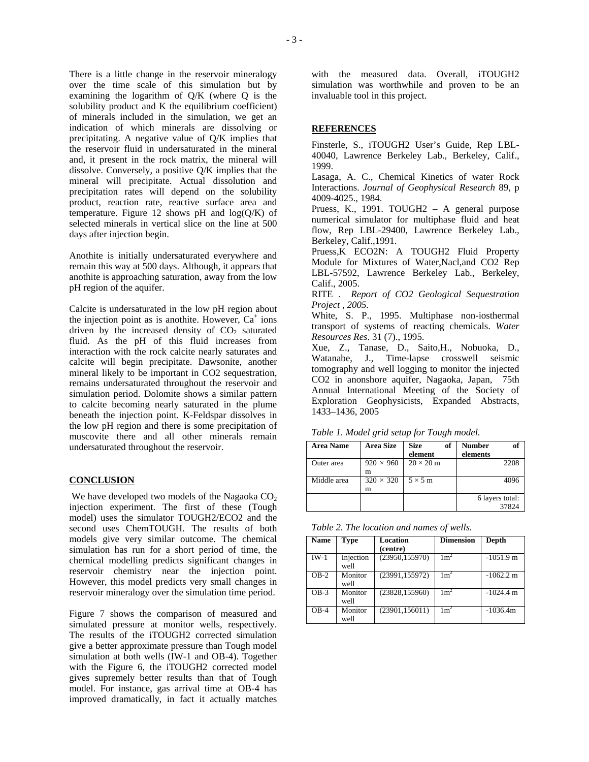There is a little change in the reservoir mineralogy over the time scale of this simulation but by examining the logarithm of Q/K (where Q is the solubility product and K the equilibrium coefficient) of minerals included in the simulation, we get an indication of which minerals are dissolving or precipitating. A negative value of Q/K implies that the reservoir fluid in undersaturated in the mineral and, it present in the rock matrix, the mineral will dissolve. Conversely, a positive Q/K implies that the mineral will precipitate. Actual dissolution and precipitation rates will depend on the solubility product, reaction rate, reactive surface area and temperature. Figure 12 shows pH and log(Q/K) of selected minerals in vertical slice on the line at 500 days after injection begin.

Anothite is initially undersaturated everywhere and remain this way at 500 days. Although, it appears that anothite is approaching saturation, away from the low pH region of the aquifer.

Calcite is undersaturated in the low pH region about the injection point as is anothite. However, $Ca^+$ ions driven by the increased density of $CO_2$ saturated fluid. As the pH of this fluid increases from interaction with the rock calcite nearly saturates and calcite will begin precipitate. Dawsonite, another mineral likely to be important in CO2 sequestration, remains undersaturated throughout the reservoir and simulation period. Dolomite shows a similar pattern to calcite becoming nearly saturated in the plume beneath the injection point. K-Feldspar dissolves in the low pH region and there is some precipitation of muscovite there and all other minerals remain undersaturated throughout the reservoir.

## CONCLUSION

We have developed two models of the Nagaoka $CO_2$ injection experiment. The first of these (Tough model) uses the simulator TOUGH2/ECO2 and the second uses ChemTOUGH. The results of both models give very similar outcome. The chemical simulation has run for a short period of time, the chemical modelling predicts significant changes in reservoir chemistry near the injection point. However, this model predicts very small changes in reservoir mineralogy over the simulation time period.

Figure 7 shows the comparison of measured and simulated pressure at monitor wells, respectively. The results of the iTOUGH2 corrected simulation give a better approximate pressure than Tough model simulation at both wells (IW-1 and OB-4). Together with the Figure 6, the iTOUGH2 corrected model gives supremely better results than that of Tough model. For instance, gas arrival time at OB-4 has improved dramatically, in fact it actually matches with the measured data. Overall, iTOUGH2 simulation was worthwhile and proven to be an invaluable tool in this project.

## REFERENCES

Finsterle, S., iTOUGH2 User's Guide, Rep LBL-40040, Lawrence Berkeley Lab., Berkeley, Calif., 1999.

Lasaga, A. C., Chemical Kinetics of water Rock Interactions. *Journal of Geophysical Research* 89, p 4009-4025., 1984.

Pruess, K., 1991. TOUGH2 – A general purpose numerical simulator for multiphase fluid and heat flow, Rep LBL-29400, Lawrence Berkeley Lab., Berkeley, Calif.,1991.

Pruess,K ECO2N: A TOUGH2 Fluid Property Module for Mixtures of Water,Nacl,and CO2 Rep LBL-57592, Lawrence Berkeley Lab., Berkeley, Calif., 2005.

RITE . *Report of CO2 Geological Sequestration Project , 2005.*

White, S. P., 1995. Multiphase non-iosthermal transport of systems of reacting chemicals. *Water Resources Res*. 31 (7)., 1995.

Xue, Z., Tanase, D., Saito,H., Nobuoka, D., Watanabe, J., Time-lapse crosswell seismic tomography and well logging to monitor the injected CO2 in anonshore aquifer, Nagaoka, Japan, 75th Annual International Meeting of the Society of Exploration Geophysicists, Expanded Abstracts, 1433–1436, 2005

*Table 1. Model grid setup for Tough model.*

| Area Name | Area Size | Size of element | Number of elements |
|---|---|---|---|
| Outer area | 920 × 960 m | 20 × 20 m | 2208 |
| Middle area | 320 × 320 m | 5 × 5 m | 4096 |
| | | | 6 layers total: 37824 |

*Table 2. The location and names of wells.*

| Name | Type | Location (centre) | Dimension | Depth |
|---|---|---|---|---|
| IW-1 | Injection well | (23950,155970) | $1m^2$ | -1051.9 m |
| OB-2 | Monitor well | (23991,155972) | $1m^2$ | -1062.2 m |
| OB-3 | Monitor well | (23828,155960) | $1m^2$ | -1024.4 m |
| OB-4 | Monitor well | (23901,156011) | $1m^2$ | -1036.4m |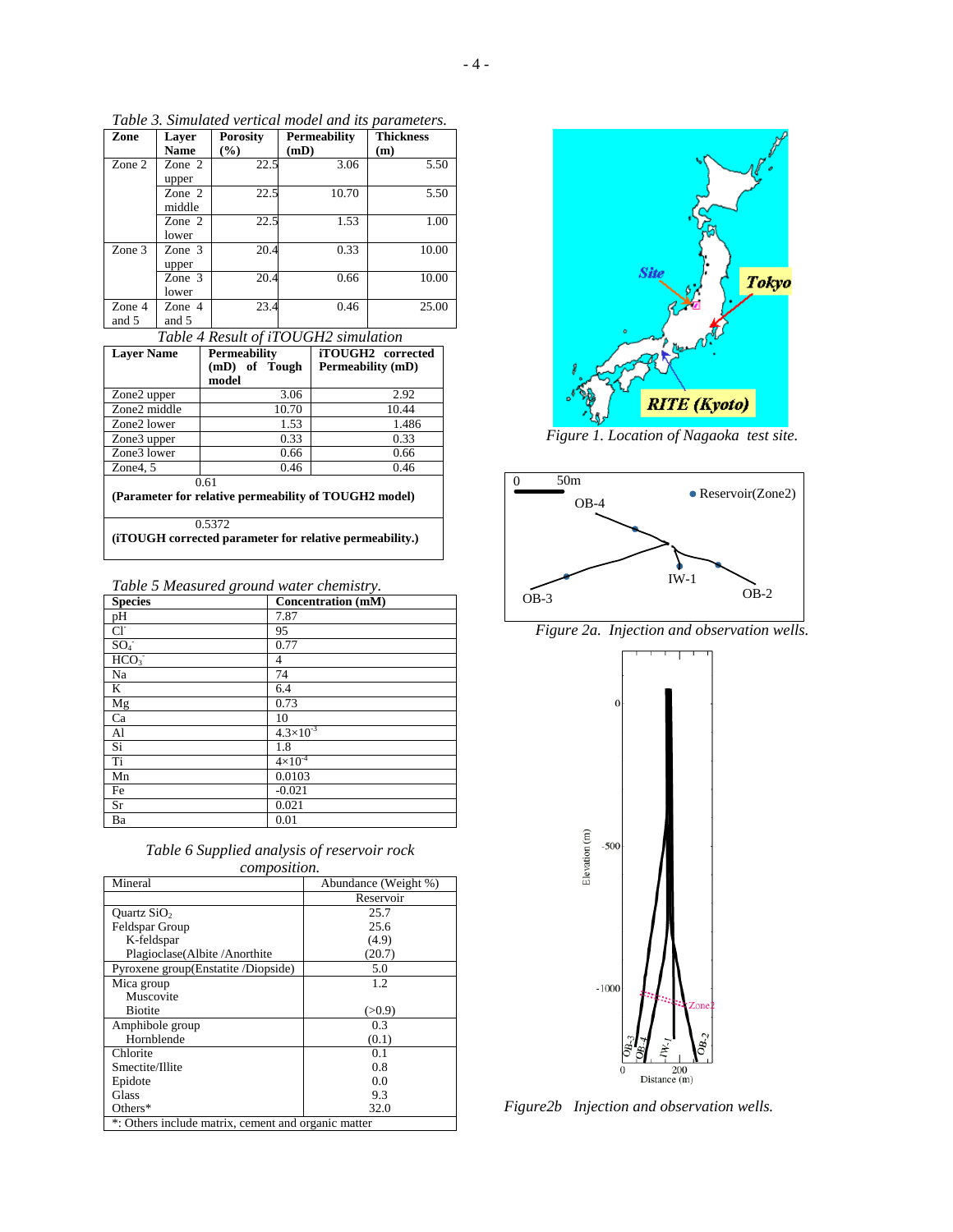*Table 3. Simulated vertical model and its parameters.*

| Zone | Layer Name | Porosity (%) | Permeability (mD) | Thickness (m) |
|---|---|---|---|---|
| Zone 2 | Zone 2 upper | 22.5 | 3.06 | 5.50 |
| | Zone 2 middle | 22.5 | 10.70 | 5.50 |
| | Zone 2 lower | 22.5 | 1.53 | 1.00 |
| Zone 3 | Zone 3 upper | 20.4 | 0.33 | 10.00 |
| | Zone 3 lower | 20.4 | 0.66 | 10.00 |
| Zone 4 and 5 | Zone 4 and 5 | 23.4 | 0.46 | 25.00 |

*Table 4 Result of iTOUGH2 simulation*

| Layer Name | Permeability (mD) of Tough model | iTOUGH2 corrected Permeability (mD) |
|---|---|---|
| Zone2 upper | 3.06 | 2.92 |
| Zone2 middle | 10.70 | 10.44 |
| Zone2 lower | 1.53 | 1.486 |
| Zone3 upper | 0.33 | 0.33 |
| Zone3 lower | 0.66 | 0.66 |
| Zone4, 5 | 0.46 | 0.46 |
| 0.61 **(Parameter for relative permeability of TOUGH2 model)** | | |
| 0.5372 **(iTOUGH corrected parameter for relative permeability.)** | | |

*Table 5 Measured ground water chemistry.*

| Species | Concentration (mM) |
|---|---|
| pH | 7.87 |
| $Cl^-$ | 95 |
| $SO_4^-$ | 0.77 |
| $HCO_3^-$ | 4 |
| Na | 74 |
| K | 6.4 |
| Mg | 0.73 |
| Ca | 10 |
| Al | $4.3\times10^{-3}$ |
| Si | 1.8 |
| Ti | $4\times10^{-4}$ |
| Mn | 0.0103 |
| Fe | -0.021 |
| Sr | 0.021 |
| Ba | 0.01 |

*Table 6 Supplied analysis of reservoir rock composition.*

| Mineral | Abundance (Weight %) |
|---|---|
| | Reservoir |
| Quartz $SiO_2$ | 25.7 |
| Feldspar Group | 25.6 |
| K-feldspar | (4.9) |
| Plagioclase(Albite /Anorthite | (20.7) |
| Pyroxene group(Enstatite /Diopside) | 5.0 |
| Mica group | 1.2 |
| Muscovite | |
| Biotite | (>0.9) |
| Amphibole group | 0.3 |
| Hornblende | (0.1) |
| Chlorite | 0.1 |
| Smectite/Illite | 0.8 |
| Epidote | 0.0 |
| Glass | 9.3 |
| Others* | 32.0 |

*: Others include matrix, cement and organic matter

*Figure 1. Location of Nagaoka test site.*

*Figure 2a. Injection and observation wells.*

*Figure2b Injection and observation wells.*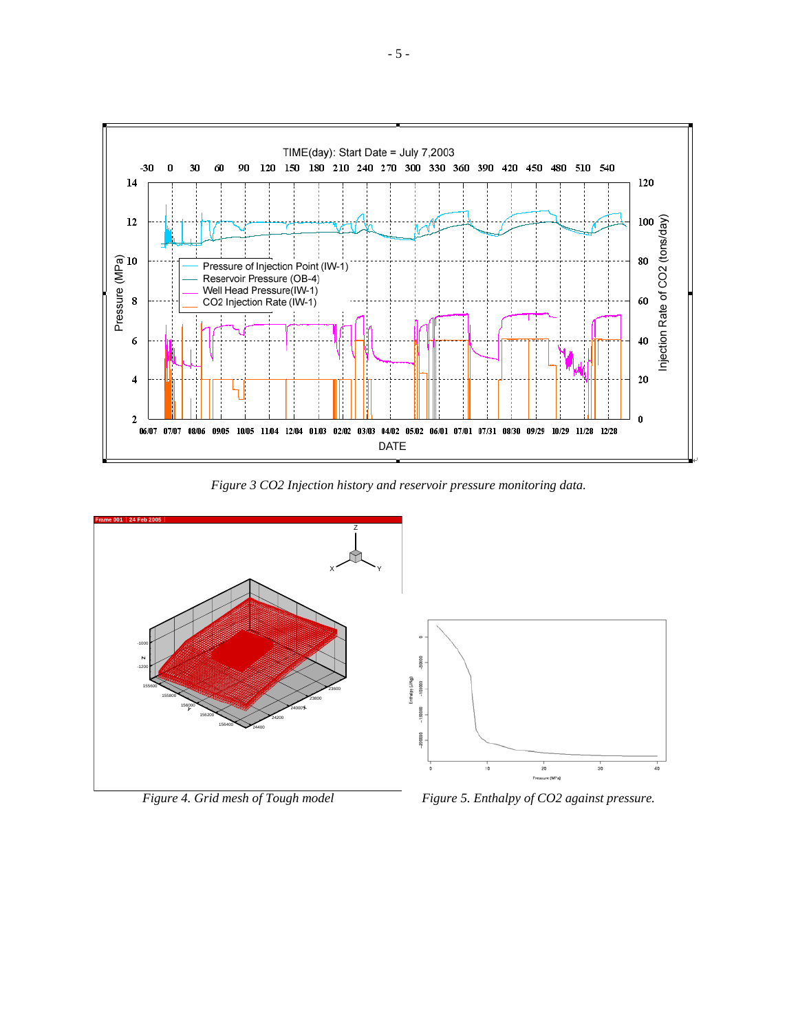*Figure 3 CO2 Injection history and reservoir pressure monitoring data.*

*Figure 4. Grid mesh of Tough model*

*Figure 5. Enthalpy of CO2 against pressure.*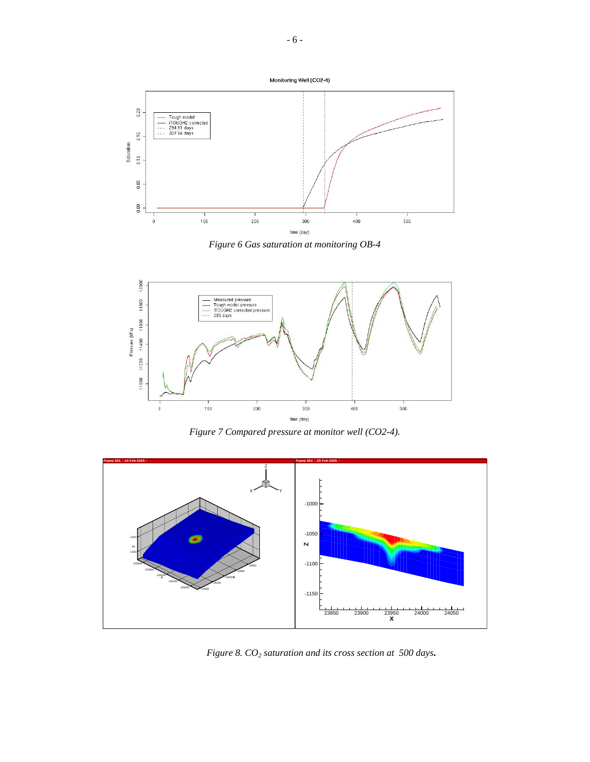*Figure 6 Gas saturation at monitoring OB-4*

*Figure 7 Compared pressure at monitor well (CO2-4).*

*Figure 8. $CO_2$ saturation and its cross section at 500 days.*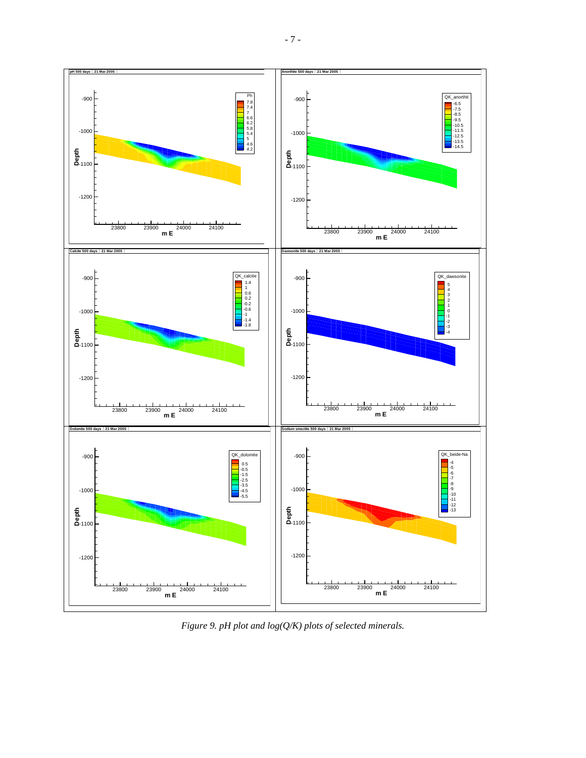pH 500 days | 21 Mar 2005

Ph
7.8
7.4
7
6.6
6.2
5.8
5.4
5
4.6
4.2

Depth
-900
-1000
-1100
-1200

23800 23900 24000 24100
m E

Anorthite 500 days | 21 Mar 2005

QK_anorthit
-6.5
-7.5
-8.5
-9.5
-10.5
-11.5
-12.5
-13.5
-14.5

Depth
-900
-1000
-1100
-1200

23800 23900 24000 24100
m E

Calcite 500 days | 21 Mar 2005

QK_calcite
1.4
1
0.6
0.2
-0.2
-0.6
-1
-1.4
-1.8

Depth
-900
-1000
-1100
-1200

23800 23900 24000 24100
m E

Dawsonite 500 days | 21 Mar 2005

QK_dawsonite
5
4
3
2
1
0
-1
-2
-3
-4

Depth
-900
-1000
-1100
-1200

23800 23900 24000 24100
m E

Dolomite 500 days | 21 Mar 2005

QK_dolomite
0.5
-0.5
-1.5
-2.5
-3.5
-4.5
-5.5

Depth
-900
-1000
-1100
-1200

23800 23900 24000 24100
m E

Sodium smectite 500 days | 21 Mar 2005

QK_beide-Na
-4
-5
-6
-7
-8
-9
-10
-11
-12
-13

Depth
-900
-1000
-1100
-1200

23800 23900 24000 24100
m E

*Figure 9. pH plot and log(Q/K) plots of selected minerals.*